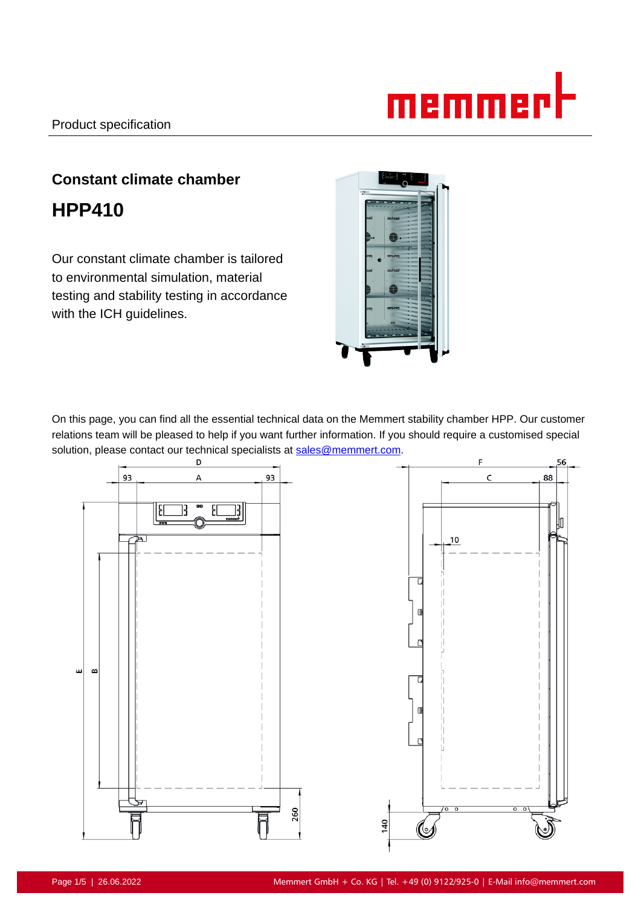Product specification

## Constant climate chamber

# HPP410

Our constant climate chamber is tailored to environmental simulation, material testing and stability testing in accordance with the ICH guidelines.

On this page, you can find all the essential technical data on the Memmert stability chamber HPP. Our customer relations team will be pleased to help if you want further information. If you should require a customised special solution, please contact our technical specialists at sales@memmert.com.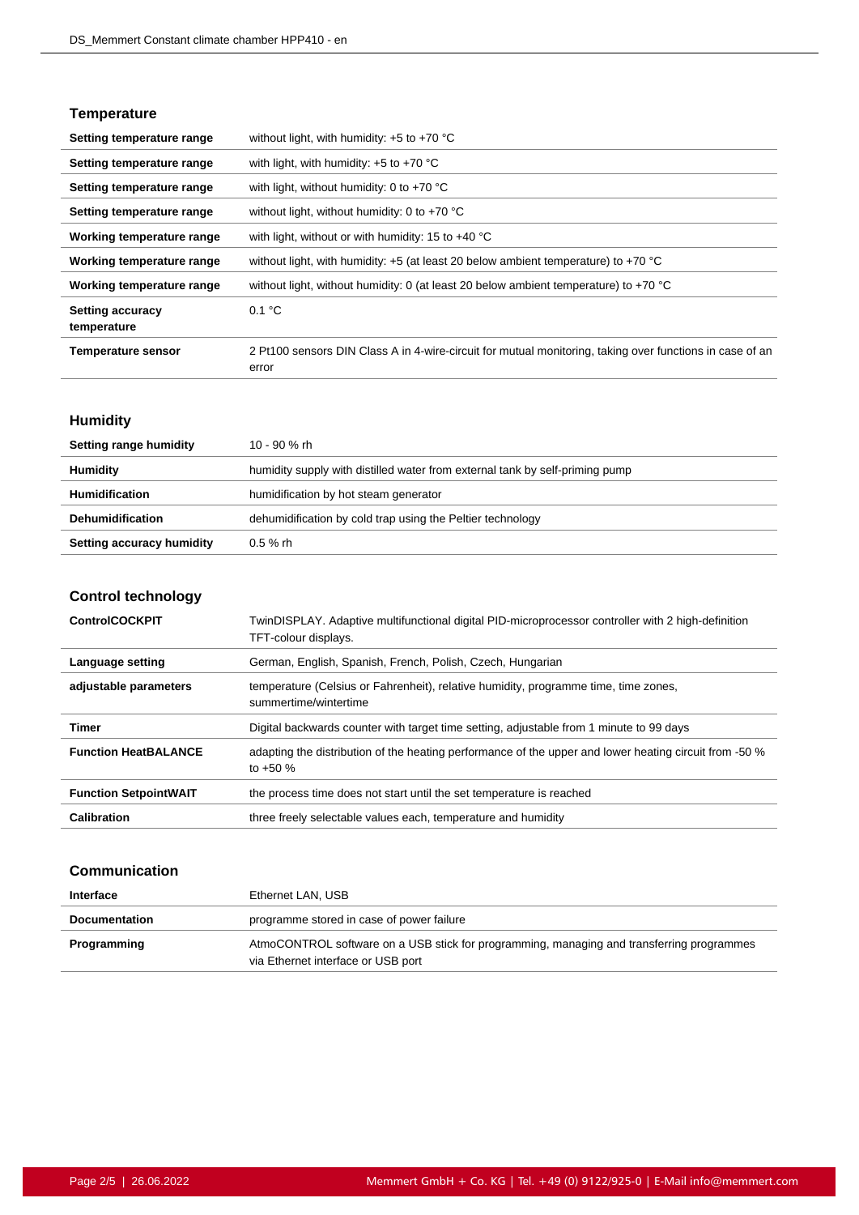## Temperature

| | |
|---|---|
| **Setting temperature range** | without light, with humidity: +5 to +70 °C |
| **Setting temperature range** | with light, with humidity: +5 to +70 °C |
| **Setting temperature range** | with light, without humidity: 0 to +70 °C |
| **Setting temperature range** | without light, without humidity: 0 to +70 °C |
| **Working temperature range** | with light, without or with humidity: 15 to +40 °C |
| **Working temperature range** | without light, with humidity: +5 (at least 20 below ambient temperature) to +70 °C |
| **Working temperature range** | without light, without humidity: 0 (at least 20 below ambient temperature) to +70 °C |
| **Setting accuracy temperature** | 0.1 °C |
| **Temperature sensor** | 2 Pt100 sensors DIN Class A in 4-wire-circuit for mutual monitoring, taking over functions in case of an error |

## Humidity

| | |
|---|---|
| **Setting range humidity** | 10 - 90 % rh |
| **Humidity** | humidity supply with distilled water from external tank by self-priming pump |
| **Humidification** | humidification by hot steam generator |
| **Dehumidification** | dehumidification by cold trap using the Peltier technology |
| **Setting accuracy humidity** | 0.5 % rh |

## Control technology

| | |
|---|---|
| **ControlCOCKPIT** | TwinDISPLAY. Adaptive multifunctional digital PID-microprocessor controller with 2 high-definition TFT-colour displays. |
| **Language setting** | German, English, Spanish, French, Polish, Czech, Hungarian |
| **adjustable parameters** | temperature (Celsius or Fahrenheit), relative humidity, programme time, time zones, summertime/wintertime |
| **Timer** | Digital backwards counter with target time setting, adjustable from 1 minute to 99 days |
| **Function HeatBALANCE** | adapting the distribution of the heating performance of the upper and lower heating circuit from -50 % to +50 % |
| **Function SetpointWAIT** | the process time does not start until the set temperature is reached |
| **Calibration** | three freely selectable values each, temperature and humidity |

## Communication

| | |
|---|---|
| **Interface** | Ethernet LAN, USB |
| **Documentation** | programme stored in case of power failure |
| **Programming** | AtmoCONTROL software on a USB stick for programming, managing and transferring programmes via Ethernet interface or USB port |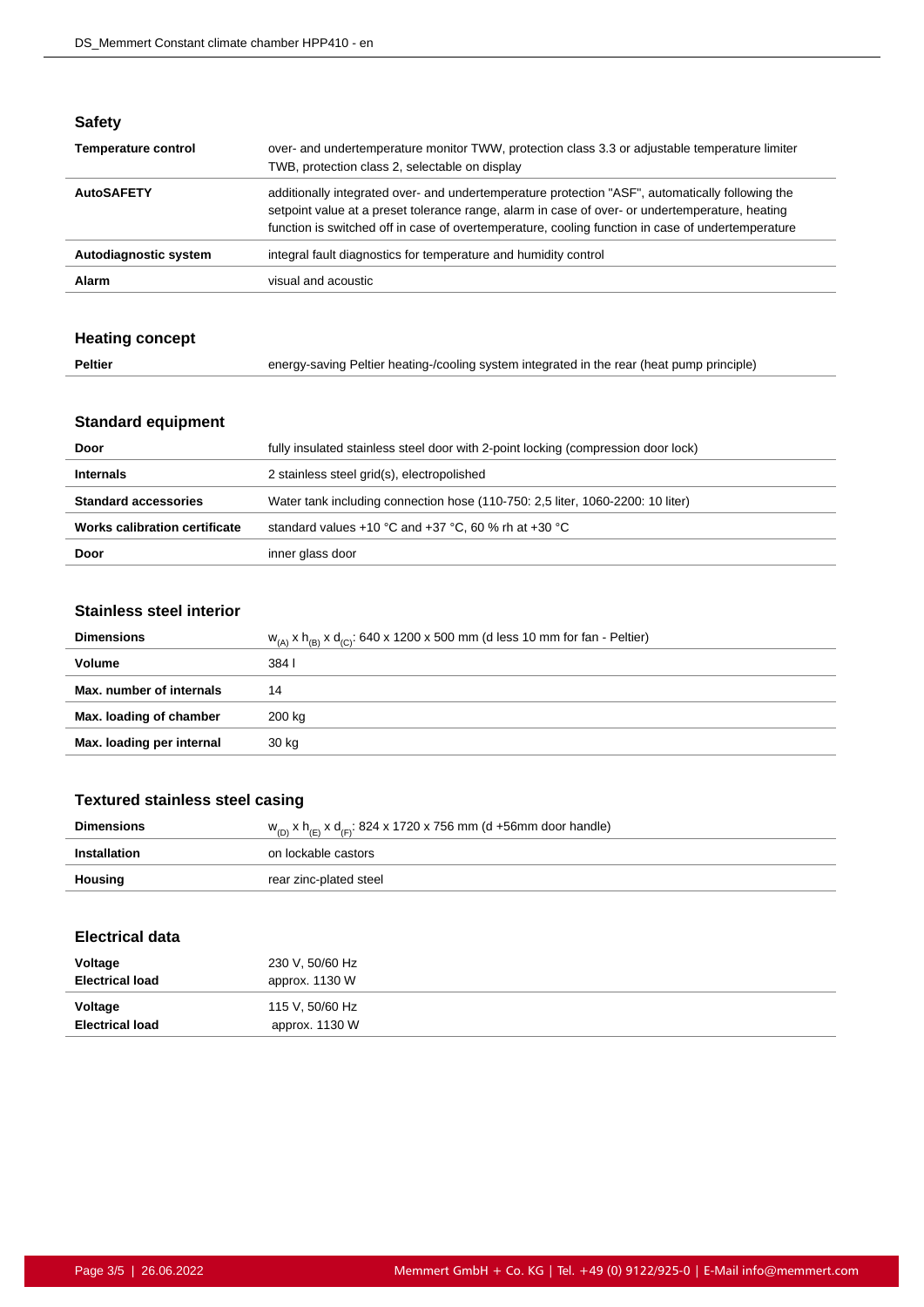## Safety

| | |
|---|---|
| **Temperature control** | over- and undertemperature monitor TWW, protection class 3.3 or adjustable temperature limiter TWB, protection class 2, selectable on display |
| **AutoSAFETY** | additionally integrated over- and undertemperature protection "ASF", automatically following the setpoint value at a preset tolerance range, alarm in case of over- or undertemperature, heating function is switched off in case of overtemperature, cooling function in case of undertemperature |
| **Autodiagnostic system** | integral fault diagnostics for temperature and humidity control |
| **Alarm** | visual and acoustic |

## Heating concept

| | |
|---|---|
| **Peltier** | energy-saving Peltier heating-/cooling system integrated in the rear (heat pump principle) |

## Standard equipment

| | |
|---|---|
| **Door** | fully insulated stainless steel door with 2-point locking (compression door lock) |
| **Internals** | 2 stainless steel grid(s), electropolished |
| **Standard accessories** | Water tank including connection hose (110-750: 2,5 liter, 1060-2200: 10 liter) |
| **Works calibration certificate** | standard values +10 °C and +37 °C, 60 % rh at +30 °C |
| **Door** | inner glass door |

## Stainless steel interior

| | |
|---|---|
| **Dimensions** | $w_{(A)}$ x $h_{(B)}$ x $d_{(C)}$: 640 x 1200 x 500 mm (d less 10 mm for fan - Peltier) |
| **Volume** | 384 l |
| **Max. number of internals** | 14 |
| **Max. loading of chamber** | 200 kg |
| **Max. loading per internal** | 30 kg |

## Textured stainless steel casing

| | |
|---|---|
| **Dimensions** | $w_{(D)}$ x $h_{(E)}$ x $d_{(F)}$: 824 x 1720 x 756 mm (d +56mm door handle) |
| **Installation** | on lockable castors |
| **Housing** | rear zinc-plated steel |

## Electrical data

| | |
|---|---|
| **Voltage**<br>**Electrical load** | 230 V, 50/60 Hz<br>approx. 1130 W |
| **Voltage**<br>**Electrical load** | 115 V, 50/60 Hz<br>approx. 1130 W |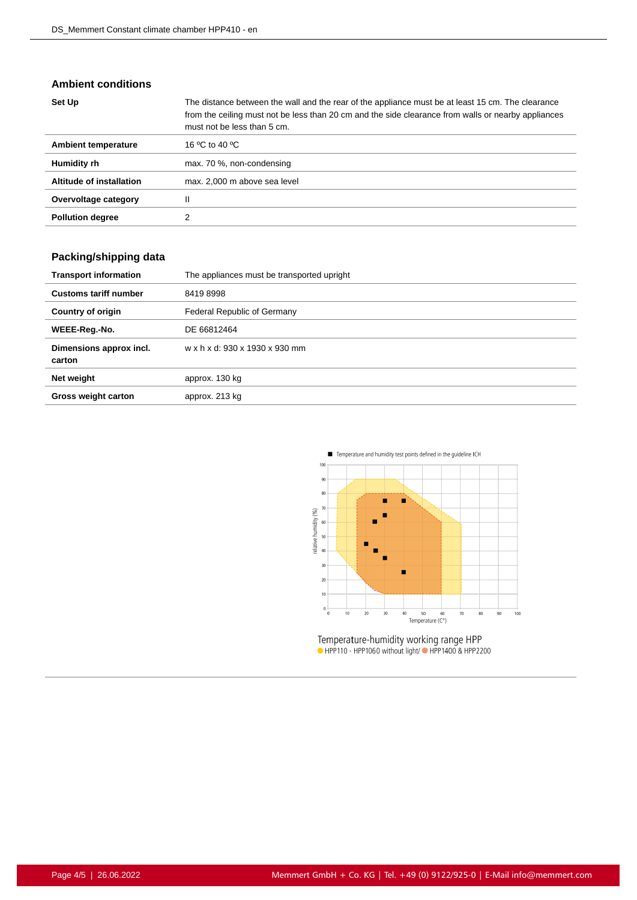## Ambient conditions

| | |
|---|---|
| **Set Up** | The distance between the wall and the rear of the appliance must be at least 15 cm. The clearance from the ceiling must not be less than 20 cm and the side clearance from walls or nearby appliances must not be less than 5 cm. |
| **Ambient temperature** | 16 ºC to 40 ºC |
| **Humidity rh** | max. 70 %, non-condensing |
| **Altitude of installation** | max. 2,000 m above sea level |
| **Overvoltage category** | II |
| **Pollution degree** | 2 |

## Packing/shipping data

| | |
|---|---|
| **Transport information** | The appliances must be transported upright |
| **Customs tariff number** | 8419 8998 |
| **Country of origin** | Federal Republic of Germany |
| **WEEE-Reg.-No.** | DE 66812464 |
| **Dimensions approx incl. carton** | w x h x d: 930 x 1930 x 930 mm |
| **Net weight** | approx. 130 kg |
| **Gross weight carton** | approx. 213 kg |

Temperature-humidity working range HPP
HPP110 - HPP1060 without light/ HPP1400 & HPP2200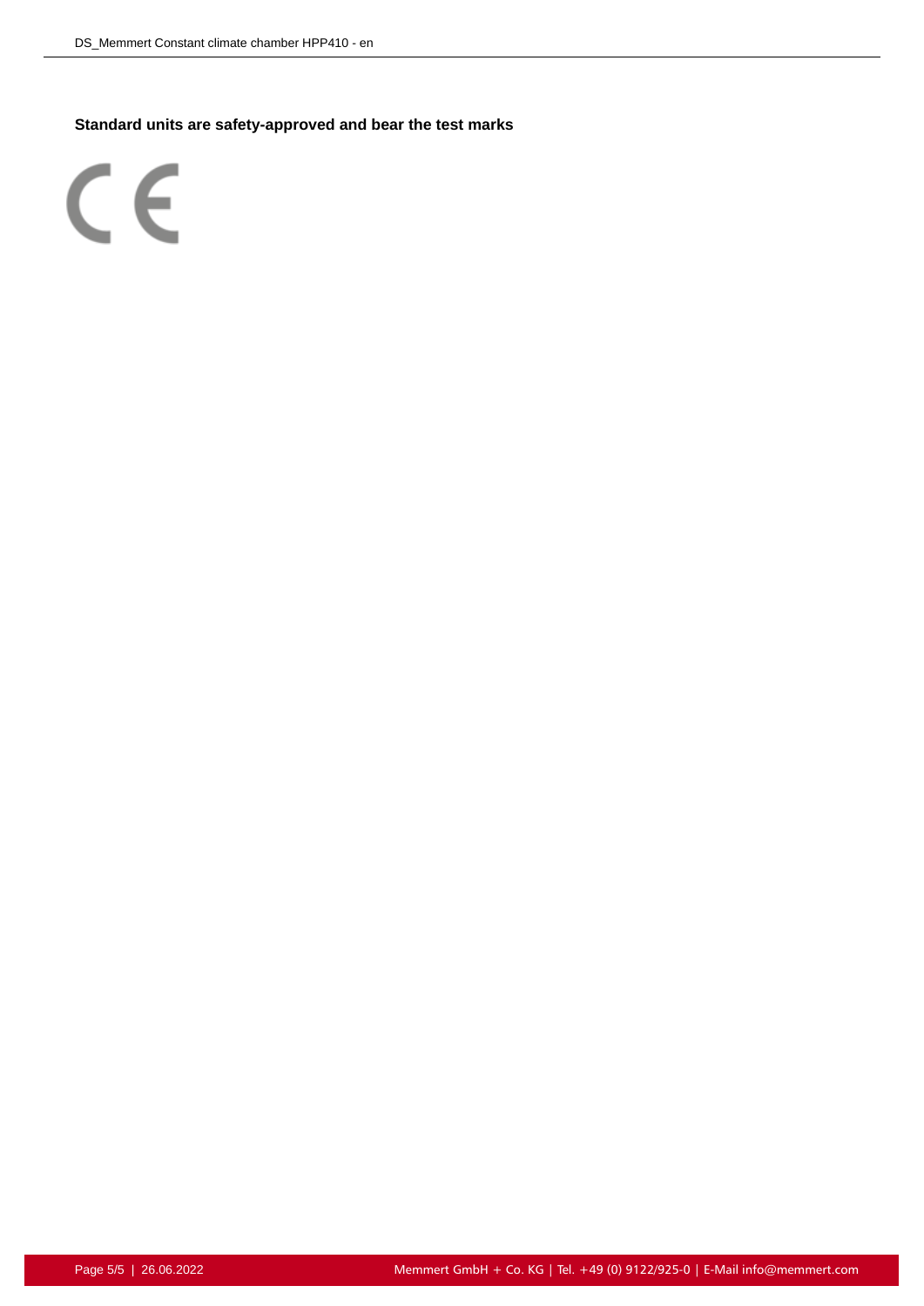**Standard units are safety-approved and bear the test marks**

CE